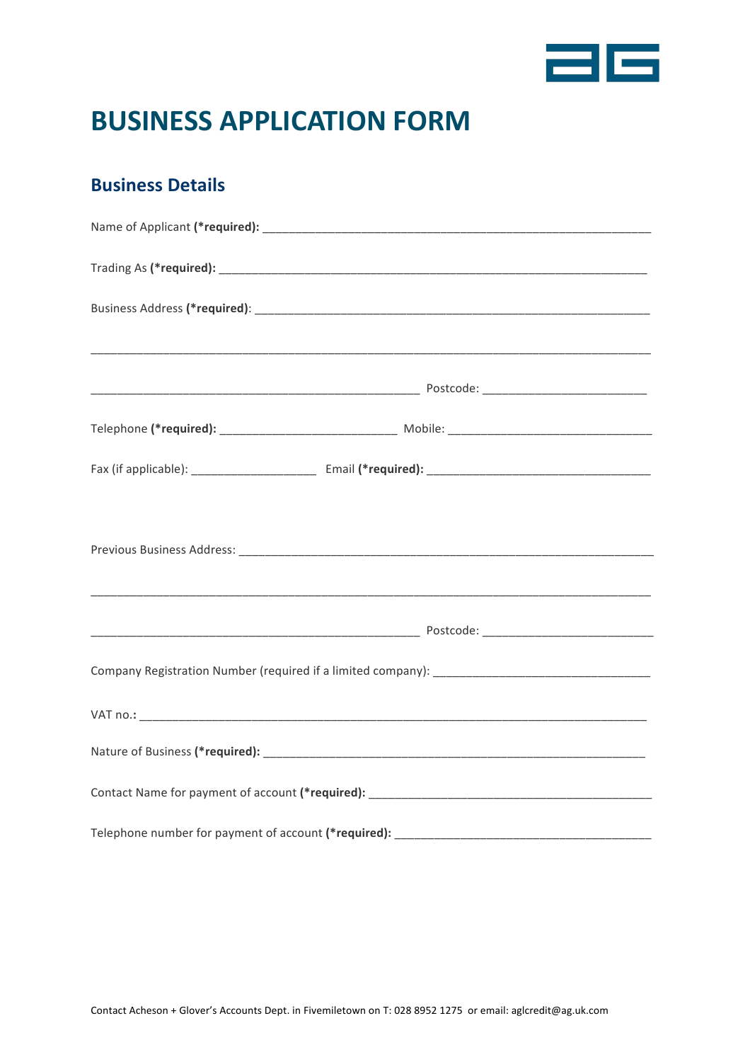# BUSINESS APPLICATION FORM

## Business Details

Name of Applicant **(*required):** ____________________________________________________________

Trading As **(*required):** ____________________________________________________________

Business Address **(*required)**: ____________________________________________________________

____________________________________________________________

____________________________________________________ Postcode: __________________________

Telephone **(*required):** ___________________________ Mobile: _______________________________

Fax (if applicable): ___________________ Email **(*required):** __________________________________

Previous Business Address: ____________________________________________________________

____________________________________________________________

____________________________________________________ Postcode: __________________________

Company Registration Number (required if a limited company): _________________________________

VAT no.**:** ____________________________________________________________

Nature of Business **(*required):** ____________________________________________________________

Contact Name for payment of account **(*required):** ___________________________________________

Telephone number for payment of account **(*required):** _______________________________________

Contact Acheson + Glover's Accounts Dept. in Fivemiletown on T: 028 8952 1275 or email: aglcredit@ag.uk.com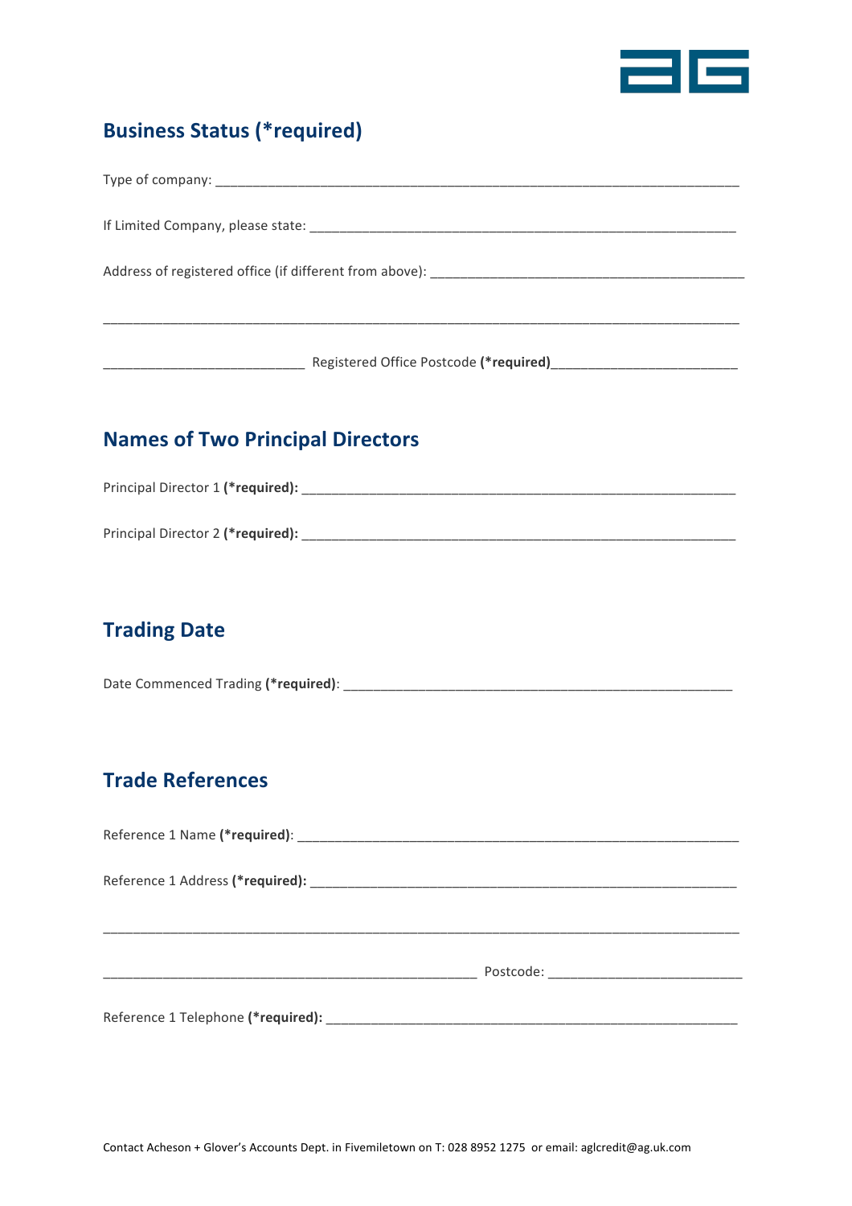## Business Status (*required)

Type of company: ___________________________________________________________________________

If Limited Company, please state: ______________________________________________________________

Address of registered office (if different from above): _____________________________________________

______________________________________________________________________________________________

___________________________ Registered Office Postcode **(*required)**_________________________

## Names of Two Principal Directors

Principal Director 1 **(*required):** __________________________________________________________

Principal Director 2 **(*required):** __________________________________________________________

## Trading Date

Date Commenced Trading **(*required)**: _____________________________________________________

## Trade References

Reference 1 Name **(*required)**: _____________________________________________________________

Reference 1 Address **(*required):** ___________________________________________________________

______________________________________________________________________________________________

__________________________________________________ Postcode: __________________________

Reference 1 Telephone **(*required):** _________________________________________________________

Contact Acheson + Glover's Accounts Dept. in Fivemiletown on T: 028 8952 1275 or email: aglcredit@ag.uk.com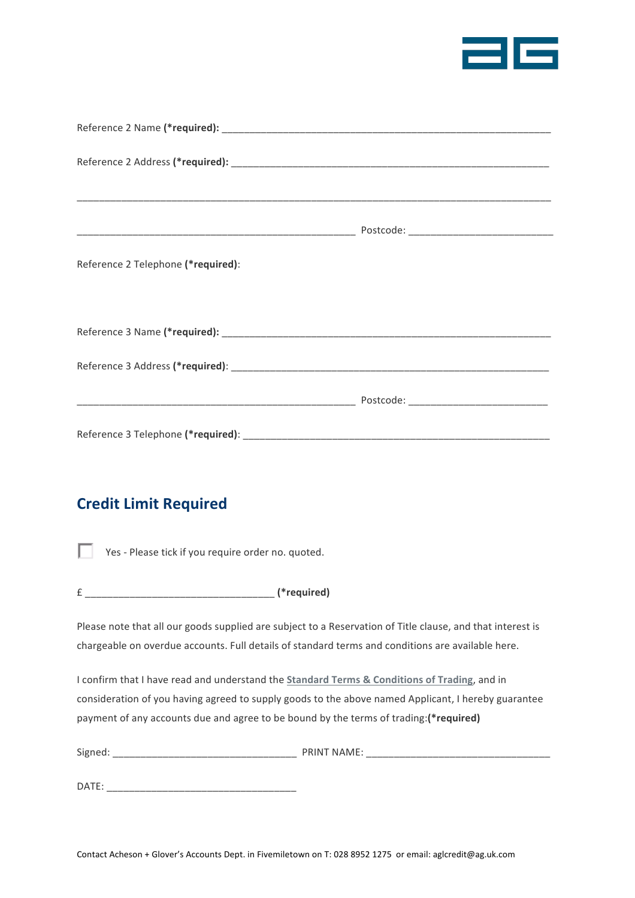Reference 2 Name **(*required):** ____________________________________________

Reference 2 Address **(*required):** ____________________________________________

____________________________________________

____________________________________________ Postcode: ________________________

Reference 2 Telephone **(*required)**:

Reference 3 Name **(*required):** ____________________________________________

Reference 3 Address **(*required)**: ____________________________________________

____________________________________________ Postcode: ________________________

Reference 3 Telephone **(*required)**: ____________________________________________

## Credit Limit Required

☐ Yes - Please tick if you require order no. quoted.

£ ________________________________ **(*required)**

Please note that all our goods supplied are subject to a Reservation of Title clause, and that interest is chargeable on overdue accounts. Full details of standard terms and conditions are available here.

I confirm that I have read and understand the **Standard Terms & Conditions of Trading**, and in consideration of you having agreed to supply goods to the above named Applicant, I hereby guarantee payment of any accounts due and agree to be bound by the terms of trading:**(*required)**

Signed: ________________________________ PRINT NAME: ________________________________

DATE: ________________________________

Contact Acheson + Glover's Accounts Dept. in Fivemiletown on T: 028 8952 1275 or email: aglcredit@ag.uk.com